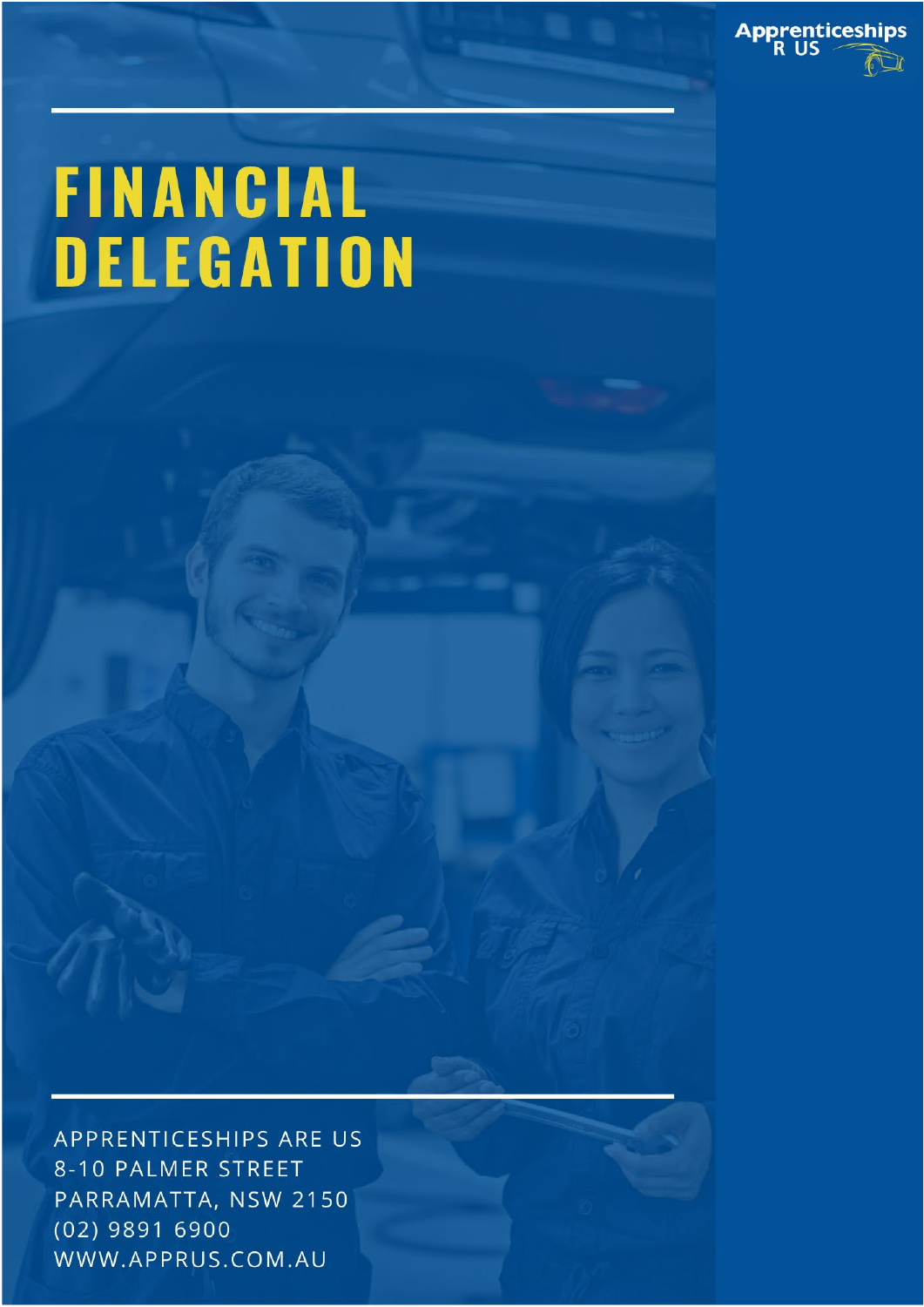Apprenticeships R US

# FINANCIAL DELEGATION

APPRENTICESHIPS ARE US
8-10 PALMER STREET
PARRAMATTA, NSW 2150
(02) 9891 6900
WWW.APPRUS.COM.AU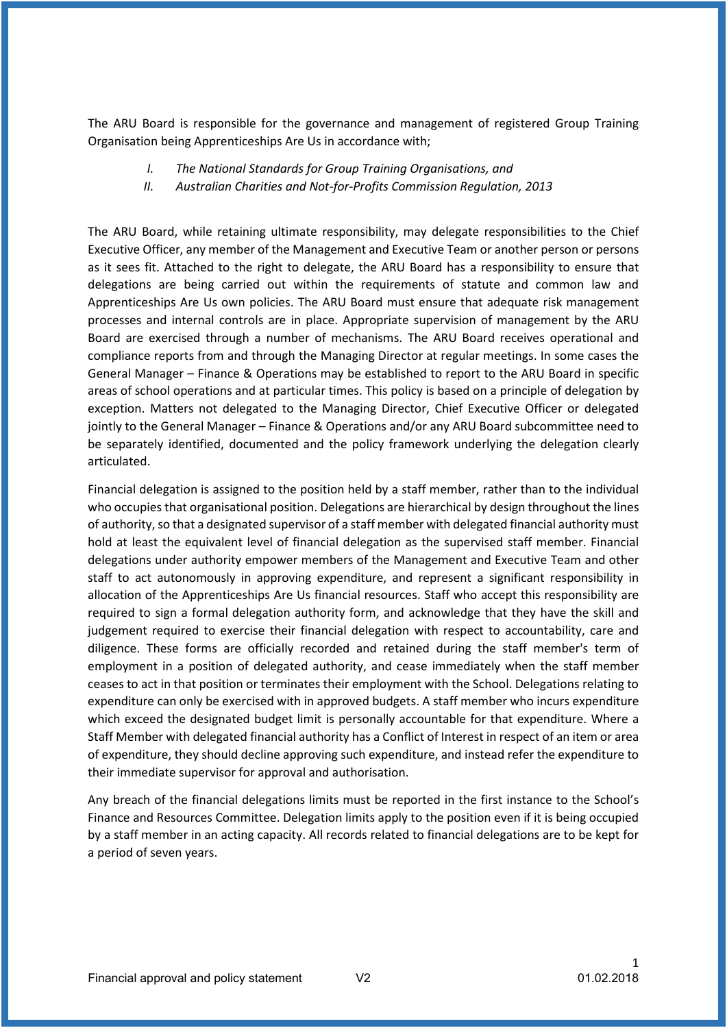The ARU Board is responsible for the governance and management of registered Group Training Organisation being Apprenticeships Are Us in accordance with;

I. *The National Standards for Group Training Organisations, and*
II. *Australian Charities and Not-for-Profits Commission Regulation, 2013*

The ARU Board, while retaining ultimate responsibility, may delegate responsibilities to the Chief Executive Officer, any member of the Management and Executive Team or another person or persons as it sees fit. Attached to the right to delegate, the ARU Board has a responsibility to ensure that delegations are being carried out within the requirements of statute and common law and Apprenticeships Are Us own policies. The ARU Board must ensure that adequate risk management processes and internal controls are in place. Appropriate supervision of management by the ARU Board are exercised through a number of mechanisms. The ARU Board receives operational and compliance reports from and through the Managing Director at regular meetings. In some cases the General Manager – Finance & Operations may be established to report to the ARU Board in specific areas of school operations and at particular times. This policy is based on a principle of delegation by exception. Matters not delegated to the Managing Director, Chief Executive Officer or delegated jointly to the General Manager – Finance & Operations and/or any ARU Board subcommittee need to be separately identified, documented and the policy framework underlying the delegation clearly articulated.

Financial delegation is assigned to the position held by a staff member, rather than to the individual who occupies that organisational position. Delegations are hierarchical by design throughout the lines of authority, so that a designated supervisor of a staff member with delegated financial authority must hold at least the equivalent level of financial delegation as the supervised staff member. Financial delegations under authority empower members of the Management and Executive Team and other staff to act autonomously in approving expenditure, and represent a significant responsibility in allocation of the Apprenticeships Are Us financial resources. Staff who accept this responsibility are required to sign a formal delegation authority form, and acknowledge that they have the skill and judgement required to exercise their financial delegation with respect to accountability, care and diligence. These forms are officially recorded and retained during the staff member's term of employment in a position of delegated authority, and cease immediately when the staff member ceases to act in that position or terminates their employment with the School. Delegations relating to expenditure can only be exercised with in approved budgets. A staff member who incurs expenditure which exceed the designated budget limit is personally accountable for that expenditure. Where a Staff Member with delegated financial authority has a Conflict of Interest in respect of an item or area of expenditure, they should decline approving such expenditure, and instead refer the expenditure to their immediate supervisor for approval and authorisation.

Any breach of the financial delegations limits must be reported in the first instance to the School's Finance and Resources Committee. Delegation limits apply to the position even if it is being occupied by a staff member in an acting capacity. All records related to financial delegations are to be kept for a period of seven years.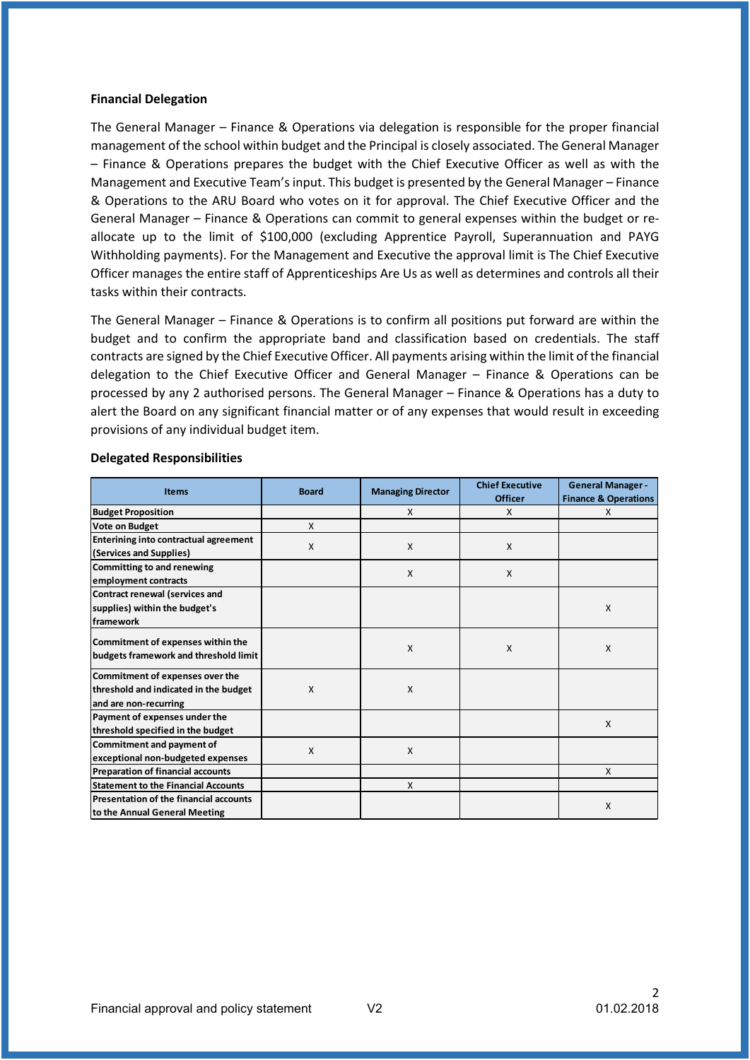**Financial Delegation**

The General Manager – Finance & Operations via delegation is responsible for the proper financial management of the school within budget and the Principal is closely associated. The General Manager – Finance & Operations prepares the budget with the Chief Executive Officer as well as with the Management and Executive Team's input. This budget is presented by the General Manager – Finance & Operations to the ARU Board who votes on it for approval. The Chief Executive Officer and the General Manager – Finance & Operations can commit to general expenses within the budget or re-allocate up to the limit of $100,000 (excluding Apprentice Payroll, Superannuation and PAYG Withholding payments). For the Management and Executive the approval limit is The Chief Executive Officer manages the entire staff of Apprenticeships Are Us as well as determines and controls all their tasks within their contracts.

The General Manager – Finance & Operations is to confirm all positions put forward are within the budget and to confirm the appropriate band and classification based on credentials. The staff contracts are signed by the Chief Executive Officer. All payments arising within the limit of the financial delegation to the Chief Executive Officer and General Manager – Finance & Operations can be processed by any 2 authorised persons. The General Manager – Finance & Operations has a duty to alert the Board on any significant financial matter or of any expenses that would result in exceeding provisions of any individual budget item.

**Delegated Responsibilities**

| Items | Board | Managing Director | Chief Executive Officer | General Manager - Finance & Operations |
|---|---|---|---|---|
| Budget Proposition | | X | X | X |
| Vote on Budget | X | | | |
| Enterining into contractual agreement (Services and Supplies) | X | X | X | |
| Committing to and renewing employment contracts | | X | X | |
| Contract renewal (services and supplies) within the budget's framework | | | | X |
| Commitment of expenses within the budgets framework and threshold limit | | X | X | X |
| Commitment of expenses over the threshold and indicated in the budget and are non-recurring | X | X | | |
| Payment of expenses under the threshold specified in the budget | | | | X |
| Commitment and payment of exceptional non-budgeted expenses | X | X | | |
| Preparation of financial accounts | | | | X |
| Statement to the Financial Accounts | | X | | |
| Presentation of the financial accounts to the Annual General Meeting | | | | X |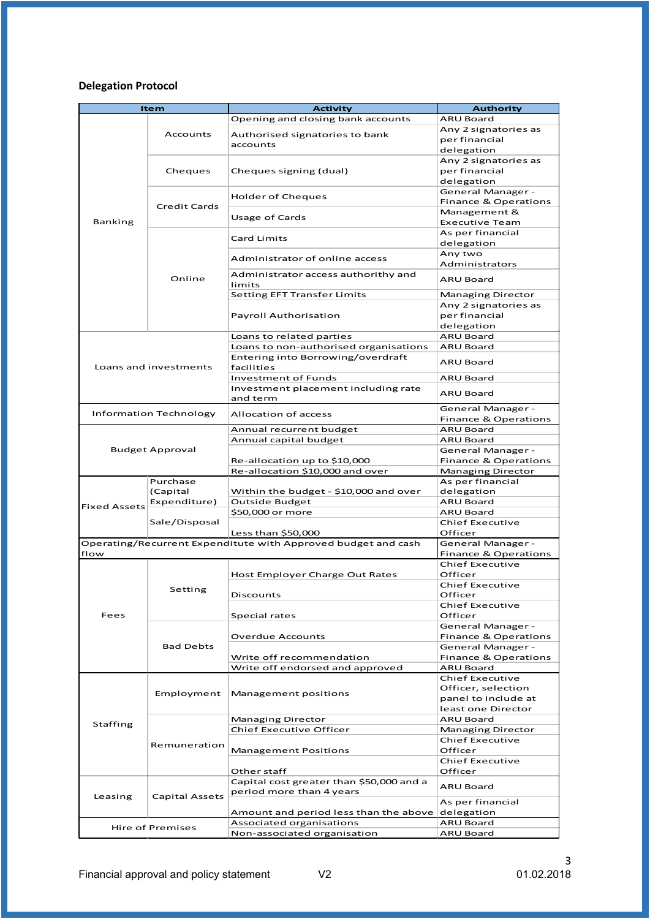**Delegation Protocol**

| Item | | Activity | Authority |
|---|---|---|---|
| Banking | Accounts | Opening and closing bank accounts | ARU Board |
| | | Authorised signatories to bank accounts | Any 2 signatories as per financial delegation |
| | Cheques | Cheques signing (dual) | Any 2 signatories as per financial delegation |
| | Credit Cards | Holder of Cheques | General Manager - Finance & Operations |
| | | Usage of Cards | Management & Executive Team |
| | Online | Card Limits | As per financial delegation |
| | | Administrator of online access | Any two Administrators |
| | | Administrator access authorithy and limits | ARU Board |
| | | Setting EFT Transfer Limits | Managing Director |
| | | Payroll Authorisation | Any 2 signatories as per financial delegation |
| Loans and investments | | Loans to related parties | ARU Board |
| | | Loans to non-authorised organisations | ARU Board |
| | | Entering into Borrowing/overdraft facilities | ARU Board |
| | | Investment of Funds | ARU Board |
| | | Investment placement including rate and term | ARU Board |
| Information Technology | | Allocation of access | General Manager - Finance & Operations |
| Budget Approval | | Annual recurrent budget | ARU Board |
| | | Annual capital budget | ARU Board |
| | | Re-allocation up to $10,000 | General Manager - Finance & Operations |
| | | Re-allocation $10,000 and over | Managing Director |
| Fixed Assets | Purchase (Capital Expenditure) | Within the budget - $10,000 and over | As per financial delegation |
| | | Outside Budget | ARU Board |
| | Sale/Disposal | $50,000 or more | ARU Board |
| | | Less than $50,000 | Chief Executive Officer |
| Operating/Recurrent Expenditute with Approved budget and cash flow | | | General Manager - Finance & Operations |
| Fees | Setting | Host Employer Charge Out Rates | Chief Executive Officer |
| | | Discounts | Chief Executive Officer |
| | | Special rates | Chief Executive Officer |
| | Bad Debts | Overdue Accounts | General Manager - Finance & Operations |
| | | Write off recommendation | General Manager - Finance & Operations |
| | | Write off endorsed and approved | ARU Board |
| Staffing | Employment | Management positions | Chief Executive Officer, selection panel to include at least one Director |
| | Remuneration | Managing Director | ARU Board |
| | | Chief Executive Officer | Managing Director |
| | | Management Positions | Chief Executive Officer |
| | | Other staff | Chief Executive Officer |
| Leasing | Capital Assets | Capital cost greater than $50,000 and a period more than 4 years | ARU Board |
| | | Amount and period less than the above | As per financial delegation |
| Hire of Premises | | Associated organisations | ARU Board |
| | | Non-associated organisation | ARU Board |

Financial approval and policy statement V2 01.02.2018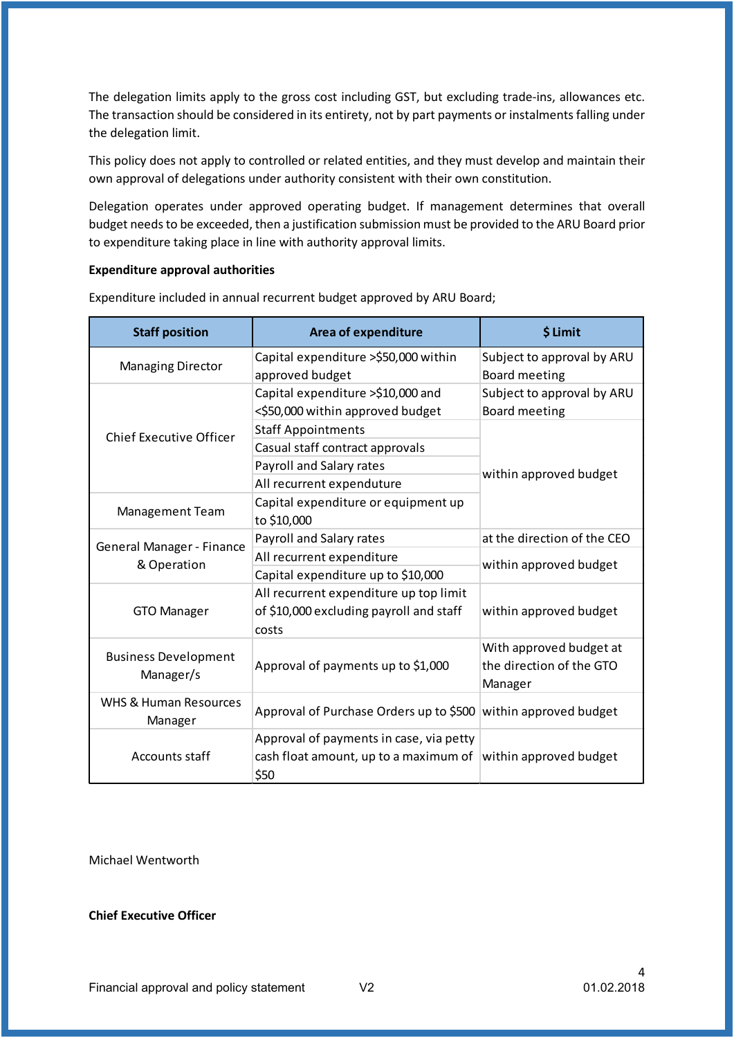The delegation limits apply to the gross cost including GST, but excluding trade-ins, allowances etc. The transaction should be considered in its entirety, not by part payments or instalments falling under the delegation limit.

This policy does not apply to controlled or related entities, and they must develop and maintain their own approval of delegations under authority consistent with their own constitution.

Delegation operates under approved operating budget. If management determines that overall budget needs to be exceeded, then a justification submission must be provided to the ARU Board prior to expenditure taking place in line with authority approval limits.

**Expenditure approval authorities**

Expenditure included in annual recurrent budget approved by ARU Board;

| Staff position | Area of expenditure | $ Limit |
|---|---|---|
| Managing Director | Capital expenditure >$50,000 within approved budget | Subject to approval by ARU Board meeting |
| Chief Executive Officer | Capital expenditure >$10,000 and <$50,000 within approved budget | Subject to approval by ARU Board meeting |
| | Staff Appointments | within approved budget |
| | Casual staff contract approvals | |
| | Payroll and Salary rates | |
| | All recurrent expenduture | |
| Management Team | Capital expenditure or equipment up to $10,000 | |
| General Manager - Finance & Operation | Payroll and Salary rates | at the direction of the CEO |
| | All recurrent expenditure | within approved budget |
| | Capital expenditure up to $10,000 | |
| GTO Manager | All recurrent expenditure up top limit of $10,000 excluding payroll and staff costs | within approved budget |
| Business Development Manager/s | Approval of payments up to $1,000 | With approved budget at the direction of the GTO Manager |
| WHS & Human Resources Manager | Approval of Purchase Orders up to $500 | within approved budget |
| Accounts staff | Approval of payments in case, via petty cash float amount, up to a maximum of $50 | within approved budget |

Michael Wentworth

**Chief Executive Officer**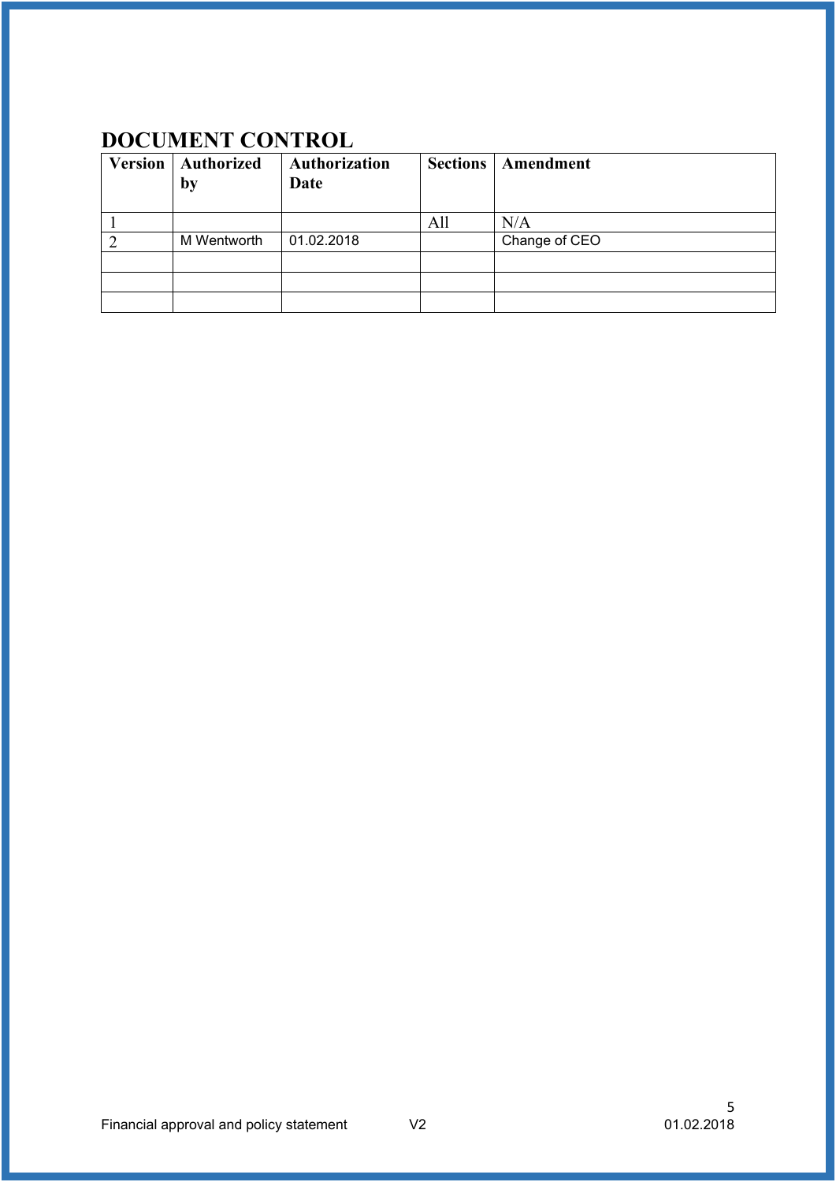# DOCUMENT CONTROL

| Version | Authorized by | Authorization Date | Sections | Amendment |
|---|---|---|---|---|
| 1 | | | All | N/A |
| 2 | M Wentworth | 01.02.2018 | | Change of CEO |
| | | | | |
| | | | | |
| | | | | |